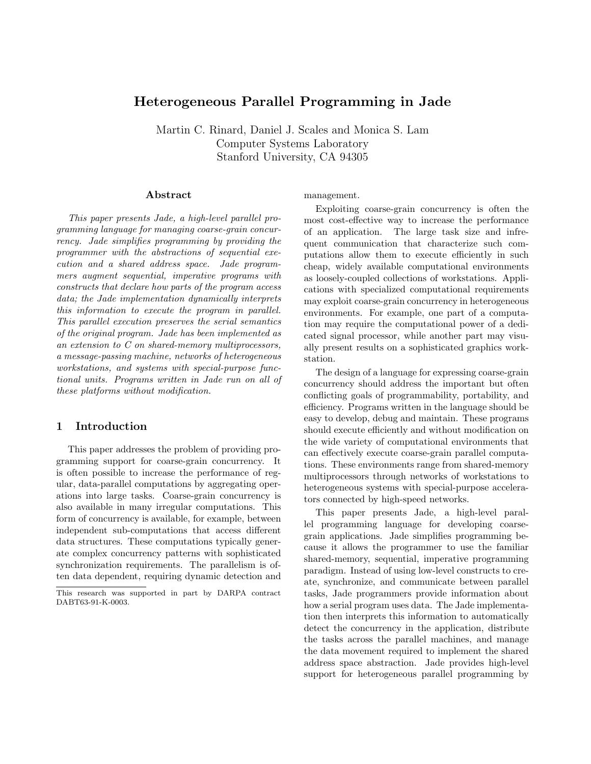# Heterogeneous Parallel Programming in Jade

Martin C. Rinard, Daniel J. Scales and Monica S. Lam
Computer Systems Laboratory
Stanford University, CA 94305

## Abstract

*This paper presents Jade, a high-level parallel programming language for managing coarse-grain concurrency. Jade simplifies programming by providing the programmer with the abstractions of sequential execution and a shared address space. Jade programmers augment sequential, imperative programs with constructs that declare how parts of the program access data; the Jade implementation dynamically interprets this information to execute the program in parallel. This parallel execution preserves the serial semantics of the original program. Jade has been implemented as an extension to C on shared-memory multiprocessors, a message-passing machine, networks of heterogeneous workstations, and systems with special-purpose functional units. Programs written in Jade run on all of these platforms without modification.*

## 1 Introduction

This paper addresses the problem of providing programming support for coarse-grain concurrency. It is often possible to increase the performance of regular, data-parallel computations by aggregating operations into large tasks. Coarse-grain concurrency is also available in many irregular computations. This form of concurrency is available, for example, between independent sub-computations that access different data structures. These computations typically generate complex concurrency patterns with sophisticated synchronization requirements. The parallelism is often data dependent, requiring dynamic detection and management.

Exploiting coarse-grain concurrency is often the most cost-effective way to increase the performance of an application. The large task size and infrequent communication that characterize such computations allow them to execute efficiently in such cheap, widely available computational environments as loosely-coupled collections of workstations. Applications with specialized computational requirements may exploit coarse-grain concurrency in heterogeneous environments. For example, one part of a computation may require the computational power of a dedicated signal processor, while another part may visually present results on a sophisticated graphics workstation.

The design of a language for expressing coarse-grain concurrency should address the important but often conflicting goals of programmability, portability, and efficiency. Programs written in the language should be easy to develop, debug and maintain. These programs should execute efficiently and without modification on the wide variety of computational environments that can effectively execute coarse-grain parallel computations. These environments range from shared-memory multiprocessors through networks of workstations to heterogeneous systems with special-purpose accelerators connected by high-speed networks.

This paper presents Jade, a high-level parallel programming language for developing coarse-grain applications. Jade simplifies programming because it allows the programmer to use the familiar shared-memory, sequential, imperative programming paradigm. Instead of using low-level constructs to create, synchronize, and communicate between parallel tasks, Jade programmers provide information about how a serial program uses data. The Jade implementation then interprets this information to automatically detect the concurrency in the application, distribute the tasks across the parallel machines, and manage the data movement required to implement the shared address space abstraction. Jade provides high-level support for heterogeneous parallel programming by

---

This research was supported in part by DARPA contract DABT63-91-K-0003.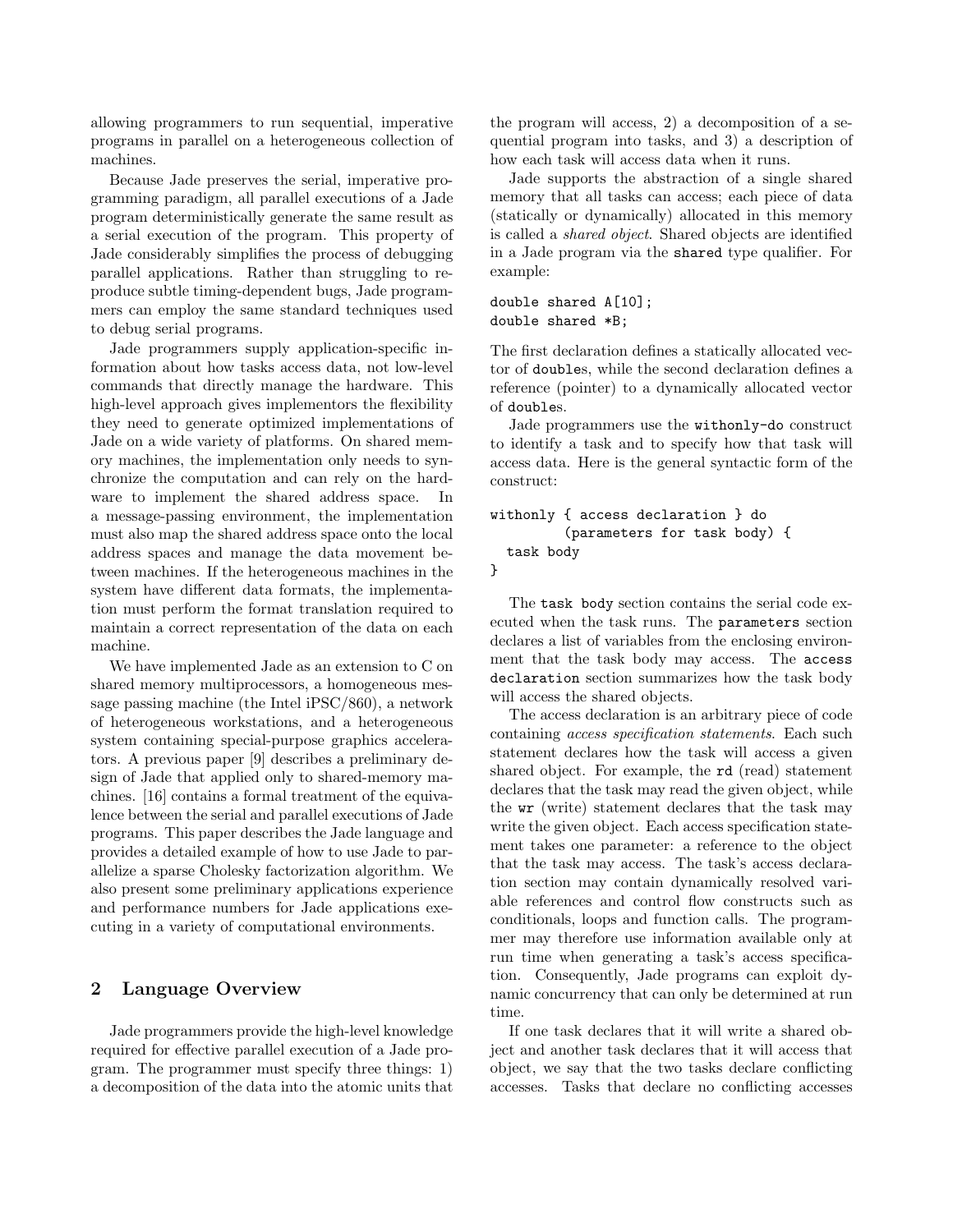allowing programmers to run sequential, imperative programs in parallel on a heterogeneous collection of machines.

Because Jade preserves the serial, imperative programming paradigm, all parallel executions of a Jade program deterministically generate the same result as a serial execution of the program. This property of Jade considerably simplifies the process of debugging parallel applications. Rather than struggling to reproduce subtle timing-dependent bugs, Jade programmers can employ the same standard techniques used to debug serial programs.

Jade programmers supply application-specific information about how tasks access data, not low-level commands that directly manage the hardware. This high-level approach gives implementors the flexibility they need to generate optimized implementations of Jade on a wide variety of platforms. On shared memory machines, the implementation only needs to synchronize the computation and can rely on the hardware to implement the shared address space. In a message-passing environment, the implementation must also map the shared address space onto the local address spaces and manage the data movement between machines. If the heterogeneous machines in the system have different data formats, the implementation must perform the format translation required to maintain a correct representation of the data on each machine.

We have implemented Jade as an extension to C on shared memory multiprocessors, a homogeneous message passing machine (the Intel iPSC/860), a network of heterogeneous workstations, and a heterogeneous system containing special-purpose graphics accelerators. A previous paper [9] describes a preliminary design of Jade that applied only to shared-memory machines. [16] contains a formal treatment of the equivalence between the serial and parallel executions of Jade programs. This paper describes the Jade language and provides a detailed example of how to use Jade to parallelize a sparse Cholesky factorization algorithm. We also present some preliminary applications experience and performance numbers for Jade applications executing in a variety of computational environments.

## 2 Language Overview

Jade programmers provide the high-level knowledge required for effective parallel execution of a Jade program. The programmer must specify three things: 1) a decomposition of the data into the atomic units that the program will access, 2) a decomposition of a sequential program into tasks, and 3) a description of how each task will access data when it runs.

Jade supports the abstraction of a single shared memory that all tasks can access; each piece of data (statically or dynamically) allocated in this memory is called a *shared object*. Shared objects are identified in a Jade program via the `shared` type qualifier. For example:

```
double shared A[10];
double shared *B;
```

The first declaration defines a statically allocated vector of `double`s, while the second declaration defines a reference (pointer) to a dynamically allocated vector of `double`s.

Jade programmers use the `withonly-do` construct to identify a task and to specify how that task will access data. Here is the general syntactic form of the construct:

```
withonly { access declaration } do
         (parameters for task body) {
  task body
}
```

The `task body` section contains the serial code executed when the task runs. The `parameters` section declares a list of variables from the enclosing environment that the task body may access. The `access declaration` section summarizes how the task body will access the shared objects.

The access declaration is an arbitrary piece of code containing *access specification statements*. Each such statement declares how the task will access a given shared object. For example, the `rd` (read) statement declares that the task may read the given object, while the `wr` (write) statement declares that the task may write the given object. Each access specification statement takes one parameter: a reference to the object that the task may access. The task's access declaration section may contain dynamically resolved variable references and control flow constructs such as conditionals, loops and function calls. The programmer may therefore use information available only at run time when generating a task's access specification. Consequently, Jade programs can exploit dynamic concurrency that can only be determined at run time.

If one task declares that it will write a shared object and another task declares that it will access that object, we say that the two tasks declare conflicting accesses. Tasks that declare no conflicting accesses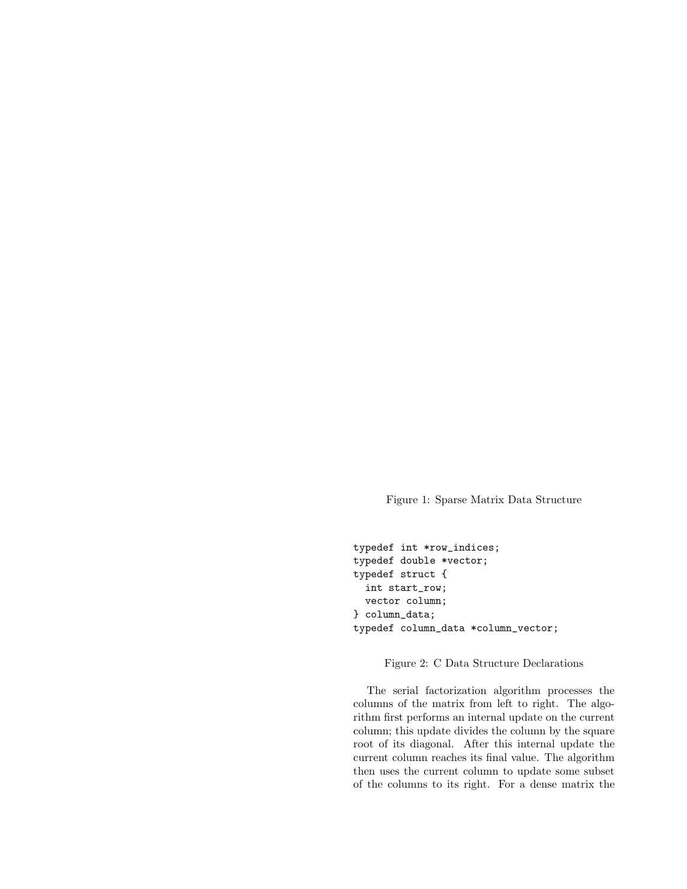Figure 1: Sparse Matrix Data Structure

```
typedef int *row_indices;
typedef double *vector;
typedef struct {
  int start_row;
  vector column;
} column_data;
typedef column_data *column_vector;
```

Figure 2: C Data Structure Declarations

The serial factorization algorithm processes the columns of the matrix from left to right. The algorithm first performs an internal update on the current column; this update divides the column by the square root of its diagonal. After this internal update the current column reaches its final value. The algorithm then uses the current column to update some subset of the columns to its right. For a dense matrix the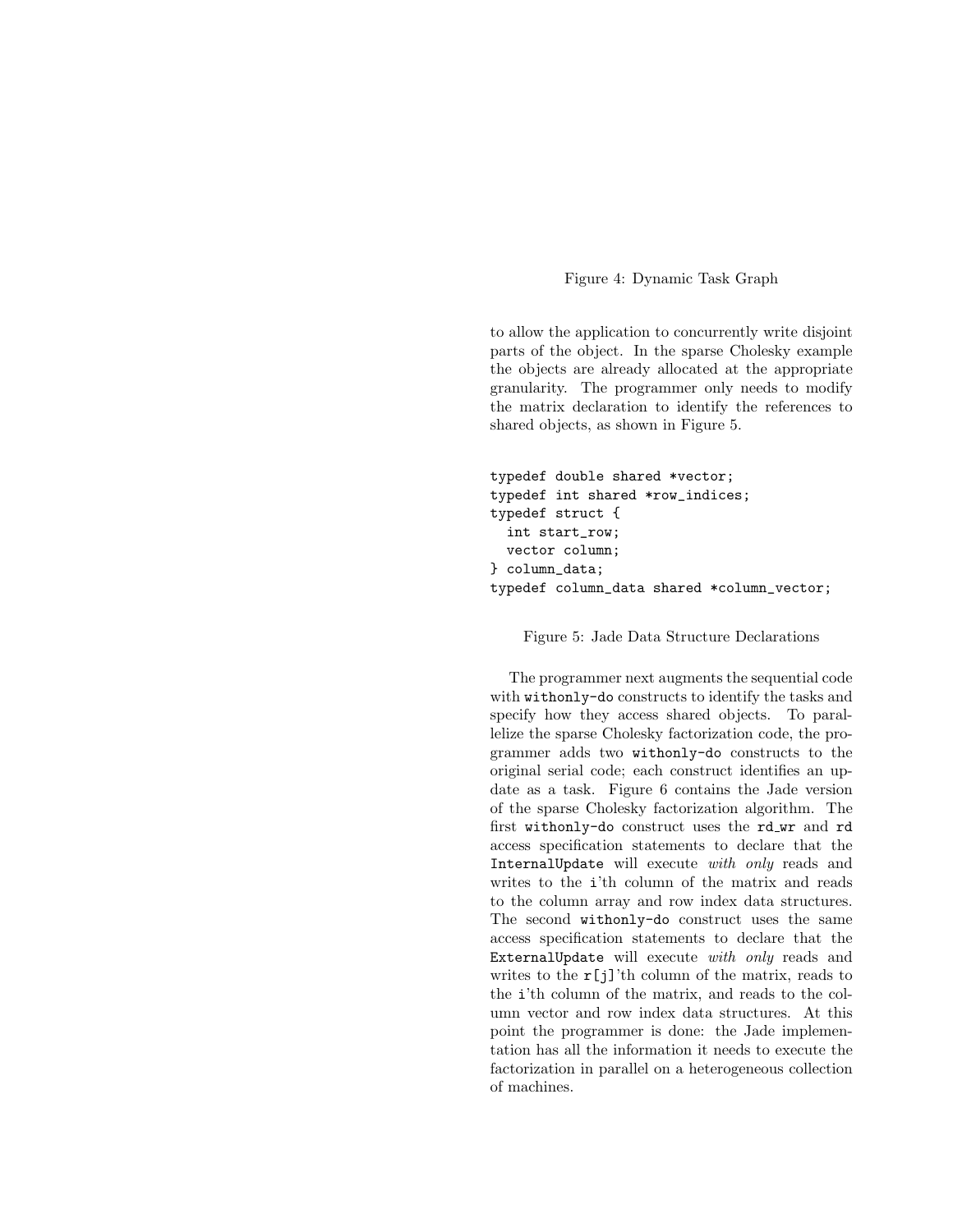Figure 4: Dynamic Task Graph

to allow the application to concurrently write disjoint parts of the object. In the sparse Cholesky example the objects are already allocated at the appropriate granularity. The programmer only needs to modify the matrix declaration to identify the references to shared objects, as shown in Figure 5.

```
typedef double shared *vector;
typedef int shared *row_indices;
typedef struct {
  int start_row;
  vector column;
} column_data;
typedef column_data shared *column_vector;
```

Figure 5: Jade Data Structure Declarations

The programmer next augments the sequential code with `withonly-do` constructs to identify the tasks and specify how they access shared objects. To parallelize the sparse Cholesky factorization code, the programmer adds two `withonly-do` constructs to the original serial code; each construct identifies an update as a task. Figure 6 contains the Jade version of the sparse Cholesky factorization algorithm. The first `withonly-do` construct uses the `rd_wr` and `rd` access specification statements to declare that the `InternalUpdate` will execute *with only* reads and writes to the `i`'th column of the matrix and reads to the column array and row index data structures. The second `withonly-do` construct uses the same access specification statements to declare that the `ExternalUpdate` will execute *with only* reads and writes to the `r[j]`'th column of the matrix, reads to the `i`'th column of the matrix, and reads to the column vector and row index data structures. At this point the programmer is done: the Jade implementation has all the information it needs to execute the factorization in parallel on a heterogeneous collection of machines.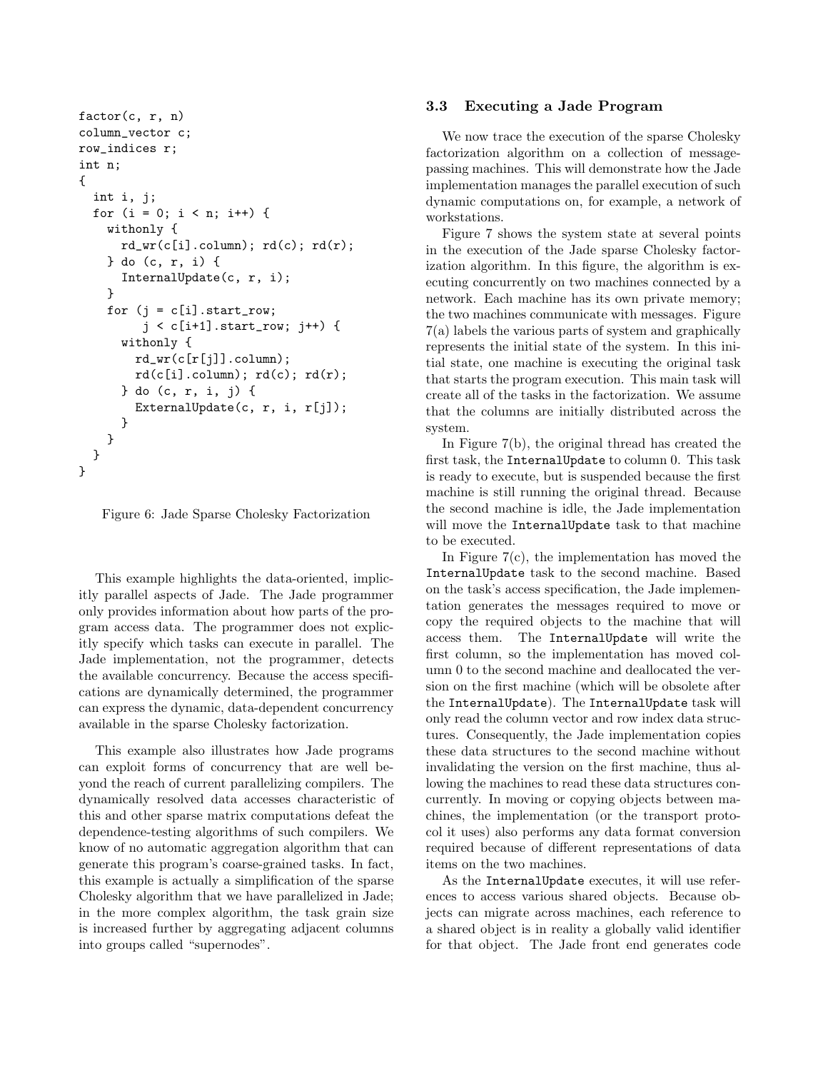```
factor(c, r, n)
column_vector c;
row_indices r;
int n;
{
  int i, j;
  for (i = 0; i < n; i++) {
    withonly {
      rd_wr(c[i].column); rd(c); rd(r);
    } do (c, r, i) {
      InternalUpdate(c, r, i);
    }
    for (j = c[i].start_row;
         j < c[i+1].start_row; j++) {
      withonly {
        rd_wr(c[r[j]].column);
        rd(c[i].column); rd(c); rd(r);
      } do (c, r, i, j) {
        ExternalUpdate(c, r, i, r[j]);
      }
    }
  }
}
```

Figure 6: Jade Sparse Cholesky Factorization

This example highlights the data-oriented, implicitly parallel aspects of Jade. The Jade programmer only provides information about how parts of the program access data. The programmer does not explicitly specify which tasks can execute in parallel. The Jade implementation, not the programmer, detects the available concurrency. Because the access specifications are dynamically determined, the programmer can express the dynamic, data-dependent concurrency available in the sparse Cholesky factorization.

This example also illustrates how Jade programs can exploit forms of concurrency that are well beyond the reach of current parallelizing compilers. The dynamically resolved data accesses characteristic of this and other sparse matrix computations defeat the dependence-testing algorithms of such compilers. We know of no automatic aggregation algorithm that can generate this program's coarse-grained tasks. In fact, this example is actually a simplification of the sparse Cholesky algorithm that we have parallelized in Jade; in the more complex algorithm, the task grain size is increased further by aggregating adjacent columns into groups called "supernodes".

### 3.3 Executing a Jade Program

We now trace the execution of the sparse Cholesky factorization algorithm on a collection of message-passing machines. This will demonstrate how the Jade implementation manages the parallel execution of such dynamic computations on, for example, a network of workstations.

Figure 7 shows the system state at several points in the execution of the Jade sparse Cholesky factorization algorithm. In this figure, the algorithm is executing concurrently on two machines connected by a network. Each machine has its own private memory; the two machines communicate with messages. Figure 7(a) labels the various parts of system and graphically represents the initial state of the system. In this initial state, one machine is executing the original task that starts the program execution. This main task will create all of the tasks in the factorization. We assume that the columns are initially distributed across the system.

In Figure 7(b), the original thread has created the first task, the `InternalUpdate` to column 0. This task is ready to execute, but is suspended because the first machine is still running the original thread. Because the second machine is idle, the Jade implementation will move the `InternalUpdate` task to that machine to be executed.

In Figure 7(c), the implementation has moved the `InternalUpdate` task to the second machine. Based on the task's access specification, the Jade implementation generates the messages required to move or copy the required objects to the machine that will access them. The `InternalUpdate` will write the first column, so the implementation has moved column 0 to the second machine and deallocated the version on the first machine (which will be obsolete after the `InternalUpdate`). The `InternalUpdate` task will only read the column vector and row index data structures. Consequently, the Jade implementation copies these data structures to the second machine without invalidating the version on the first machine, thus allowing the machines to read these data structures concurrently. In moving or copying objects between machines, the implementation (or the transport protocol it uses) also performs any data format conversion required because of different representations of data items on the two machines.

As the `InternalUpdate` executes, it will use references to access various shared objects. Because objects can migrate across machines, each reference to a shared object is in reality a globally valid identifier for that object. The Jade front end generates code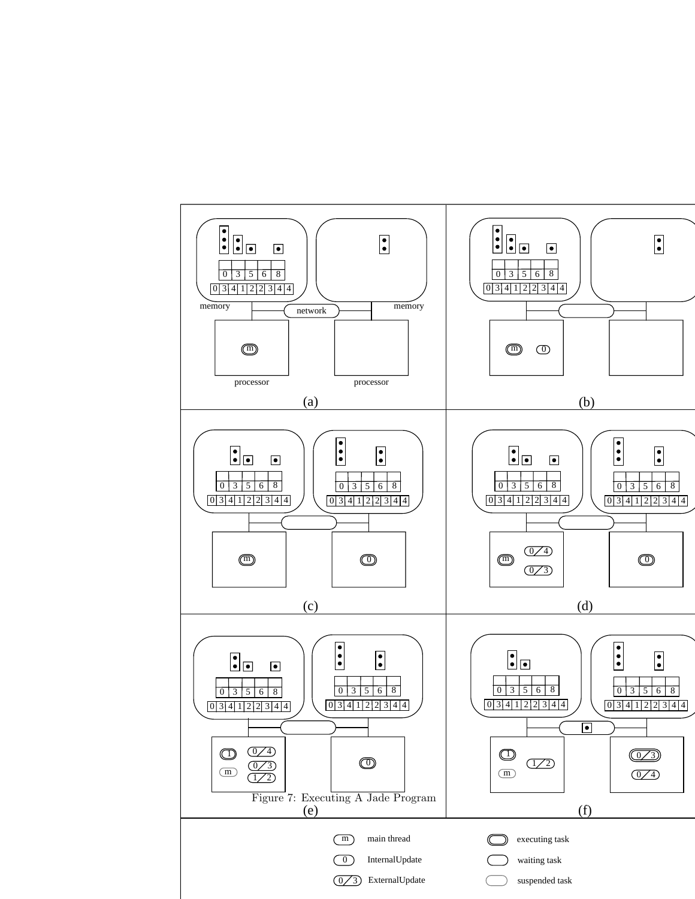Figure 7: Executing A Jade Program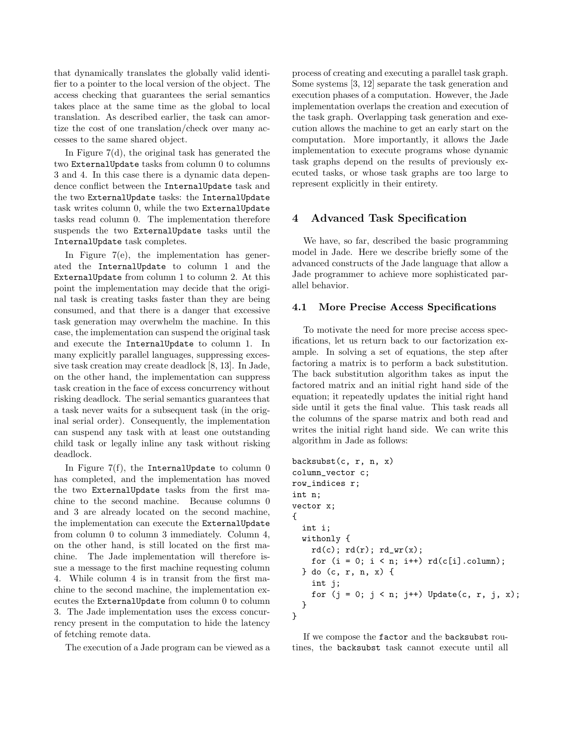that dynamically translates the globally valid identifier to a pointer to the local version of the object. The access checking that guarantees the serial semantics takes place at the same time as the global to local translation. As described earlier, the task can amortize the cost of one translation/check over many accesses to the same shared object.

In Figure 7(d), the original task has generated the two `ExternalUpdate` tasks from column 0 to columns 3 and 4. In this case there is a dynamic data dependence conflict between the `InternalUpdate` task and the two `ExternalUpdate` tasks: the `InternalUpdate` task writes column 0, while the two `ExternalUpdate` tasks read column 0. The implementation therefore suspends the two `ExternalUpdate` tasks until the `InternalUpdate` task completes.

In Figure 7(e), the implementation has generated the `InternalUpdate` to column 1 and the `ExternalUpdate` from column 1 to column 2. At this point the implementation may decide that the original task is creating tasks faster than they are being consumed, and that there is a danger that excessive task generation may overwhelm the machine. In this case, the implementation can suspend the original task and execute the `InternalUpdate` to column 1. In many explicitly parallel languages, suppressing excessive task creation may create deadlock [8, 13]. In Jade, on the other hand, the implementation can suppress task creation in the face of excess concurrency without risking deadlock. The serial semantics guarantees that a task never waits for a subsequent task (in the original serial order). Consequently, the implementation can suspend any task with at least one outstanding child task or legally inline any task without risking deadlock.

In Figure 7(f), the `InternalUpdate` to column 0 has completed, and the implementation has moved the two `ExternalUpdate` tasks from the first machine to the second machine. Because columns 0 and 3 are already located on the second machine, the implementation can execute the `ExternalUpdate` from column 0 to column 3 immediately. Column 4, on the other hand, is still located on the first machine. The Jade implementation will therefore issue a message to the first machine requesting column 4. While column 4 is in transit from the first machine to the second machine, the implementation executes the `ExternalUpdate` from column 0 to column 3. The Jade implementation uses the excess concurrency present in the computation to hide the latency of fetching remote data.

The execution of a Jade program can be viewed as a process of creating and executing a parallel task graph. Some systems [3, 12] separate the task generation and execution phases of a computation. However, the Jade implementation overlaps the creation and execution of the task graph. Overlapping task generation and execution allows the machine to get an early start on the computation. More importantly, it allows the Jade implementation to execute programs whose dynamic task graphs depend on the results of previously executed tasks, or whose task graphs are too large to represent explicitly in their entirety.

## 4 Advanced Task Specification

We have, so far, described the basic programming model in Jade. Here we describe briefly some of the advanced constructs of the Jade language that allow a Jade programmer to achieve more sophisticated parallel behavior.

### 4.1 More Precise Access Specifications

To motivate the need for more precise access specifications, let us return back to our factorization example. In solving a set of equations, the step after factoring a matrix is to perform a back substitution. The back substitution algorithm takes as input the factored matrix and an initial right hand side of the equation; it repeatedly updates the initial right hand side until it gets the final value. This task reads all the columns of the sparse matrix and both read and writes the initial right hand side. We can write this algorithm in Jade as follows:

```
backsubst(c, r, n, x)
column_vector c;
row_indices r;
int n;
vector x;
{
  int i;
  withonly {
    rd(c); rd(r); rd_wr(x);
    for (i = 0; i < n; i++) rd(c[i].column);
  } do (c, r, n, x) {
    int j;
    for (j = 0; j < n; j++) Update(c, r, j, x);
  }
}
```

If we compose the `factor` and the `backsubst` routines, the `backsubst` task cannot execute until all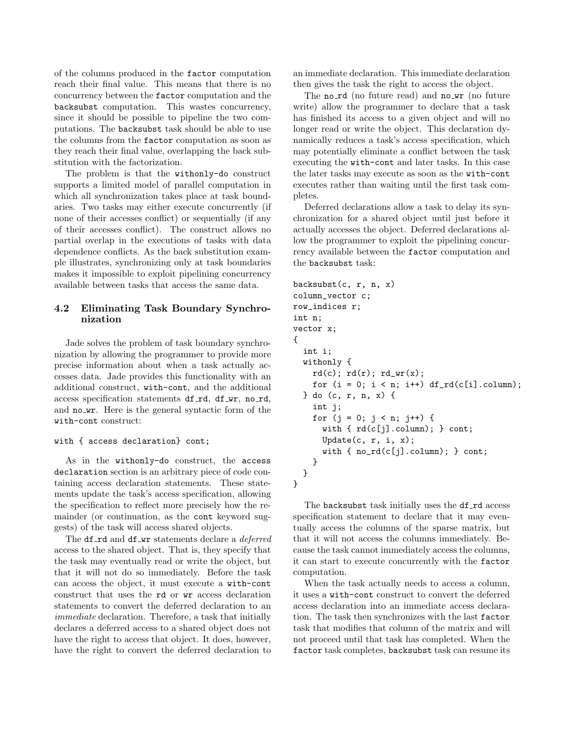of the columns produced in the `factor` computation reach their final value. This means that there is no concurrency between the `factor` computation and the `backsubst` computation. This wastes concurrency, since it should be possible to pipeline the two computations. The `backsubst` task should be able to use the columns from the `factor` computation as soon as they reach their final value, overlapping the back substitution with the factorization.

The problem is that the `withonly-do` construct supports a limited model of parallel computation in which all synchronization takes place at task boundaries. Two tasks may either execute concurrently (if none of their accesses conflict) or sequentially (if any of their accesses conflict). The construct allows no partial overlap in the executions of tasks with data dependence conflicts. As the back substitution example illustrates, synchronizing only at task boundaries makes it impossible to exploit pipelining concurrency available between tasks that access the same data.

### 4.2 Eliminating Task Boundary Synchronization

Jade solves the problem of task boundary synchronization by allowing the programmer to provide more precise information about when a task actually accesses data. Jade provides this functionality with an additional construct, `with-cont`, and the additional access specification statements `df_rd`, `df_wr`, `no_rd`, and `no_wr`. Here is the general syntactic form of the `with-cont` construct:

```
with { access declaration} cont;
```

As in the `withonly-do` construct, the `access declaration` section is an arbitrary piece of code containing access declaration statements. These statements update the task's access specification, allowing the specification to reflect more precisely how the remainder (or continuation, as the `cont` keyword suggests) of the task will access shared objects.

The `df_rd` and `df_wr` statements declare a *deferred* access to the shared object. That is, they specify that the task may eventually read or write the object, but that it will not do so immediately. Before the task can access the object, it must execute a `with-cont` construct that uses the `rd` or `wr` access declaration statements to convert the deferred declaration to an *immediate* declaration. Therefore, a task that initially declares a deferred access to a shared object does not have the right to access that object. It does, however, have the right to convert the deferred declaration to an immediate declaration. This immediate declaration then gives the task the right to access the object.

The `no_rd` (no future read) and `no_wr` (no future write) allow the programmer to declare that a task has finished its access to a given object and will no longer read or write the object. This declaration dynamically reduces a task's access specification, which may potentially eliminate a conflict between the task executing the `with-cont` and later tasks. In this case the later tasks may execute as soon as the `with-cont` executes rather than waiting until the first task completes.

Deferred declarations allow a task to delay its synchronization for a shared object until just before it actually accesses the object. Deferred declarations allow the programmer to exploit the pipelining concurrency available between the `factor` computation and the `backsubst` task:

```
backsubst(c, r, n, x)
column_vector c;
row_indices r;
int n;
vector x;
{
  int i;
  withonly {
    rd(c); rd(r); rd_wr(x);
    for (i = 0; i < n; i++) df_rd(c[i].column);
  } do (c, r, n, x) {
    int j;
    for (j = 0; j < n; j++) {
      with { rd(c[j].column); } cont;
      Update(c, r, i, x);
      with { no_rd(c[j].column); } cont;
    }
  }
}
```

The `backsubst` task initially uses the `df_rd` access specification statement to declare that it may eventually access the columns of the sparse matrix, but that it will not access the columns immediately. Because the task cannot immediately access the columns, it can start to execute concurrently with the `factor` computation.

When the task actually needs to access a column, it uses a `with-cont` construct to convert the deferred access declaration into an immediate access declaration. The task then synchronizes with the last `factor` task that modifies that column of the matrix and will not proceed until that task has completed. When the `factor` task completes, `backsubst` task can resume its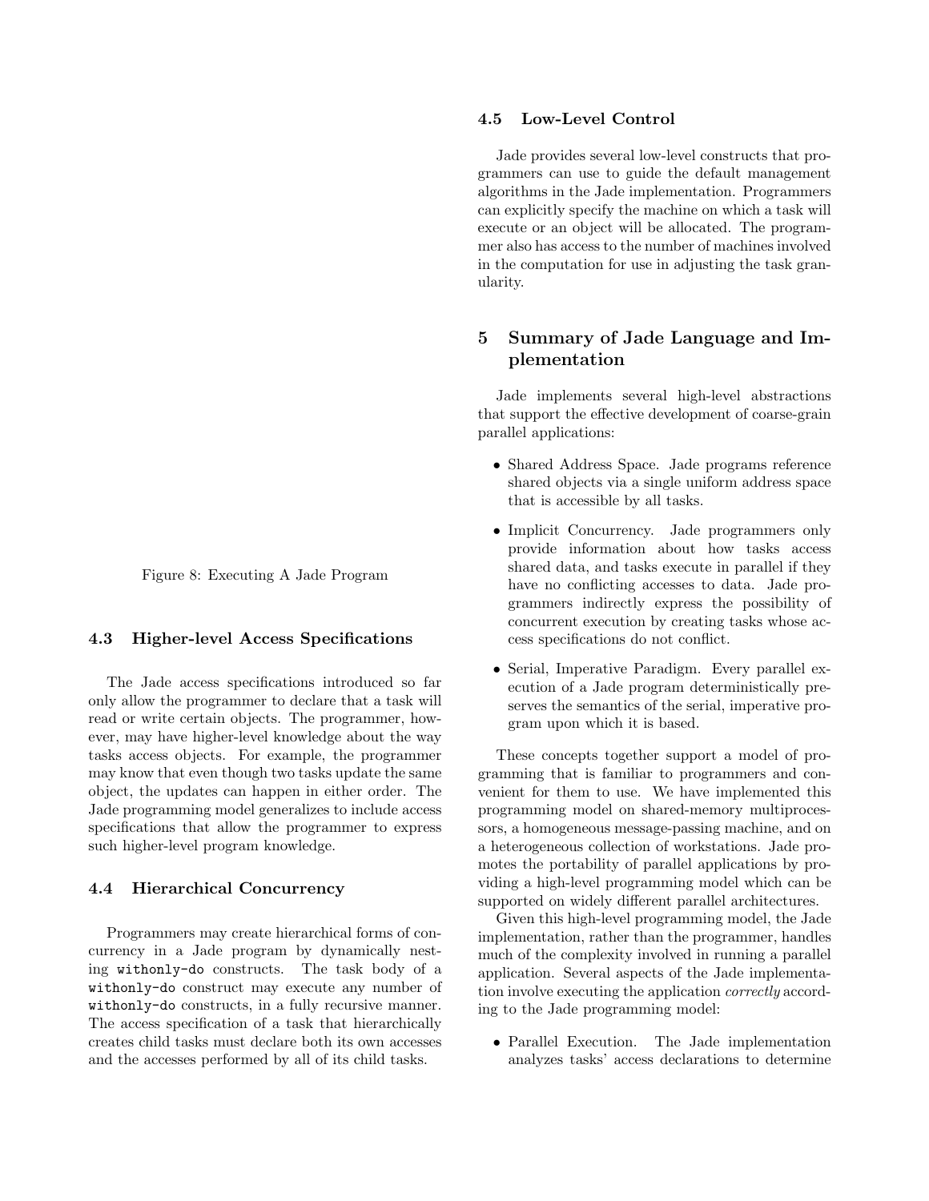Figure 8: Executing A Jade Program

### 4.3 Higher-level Access Specifications

The Jade access specifications introduced so far only allow the programmer to declare that a task will read or write certain objects. The programmer, however, may have higher-level knowledge about the way tasks access objects. For example, the programmer may know that even though two tasks update the same object, the updates can happen in either order. The Jade programming model generalizes to include access specifications that allow the programmer to express such higher-level program knowledge.

### 4.4 Hierarchical Concurrency

Programmers may create hierarchical forms of concurrency in a Jade program by dynamically nesting `withonly-do` constructs. The task body of a `withonly-do` construct may execute any number of `withonly-do` constructs, in a fully recursive manner. The access specification of a task that hierarchically creates child tasks must declare both its own accesses and the accesses performed by all of its child tasks.

### 4.5 Low-Level Control

Jade provides several low-level constructs that programmers can use to guide the default management algorithms in the Jade implementation. Programmers can explicitly specify the machine on which a task will execute or an object will be allocated. The programmer also has access to the number of machines involved in the computation for use in adjusting the task granularity.

## 5 Summary of Jade Language and Implementation

Jade implements several high-level abstractions that support the effective development of coarse-grain parallel applications:

- Shared Address Space. Jade programs reference shared objects via a single uniform address space that is accessible by all tasks.
- Implicit Concurrency. Jade programmers only provide information about how tasks access shared data, and tasks execute in parallel if they have no conflicting accesses to data. Jade programmers indirectly express the possibility of concurrent execution by creating tasks whose access specifications do not conflict.
- Serial, Imperative Paradigm. Every parallel execution of a Jade program deterministically preserves the semantics of the serial, imperative program upon which it is based.

These concepts together support a model of programming that is familiar to programmers and convenient for them to use. We have implemented this programming model on shared-memory multiprocessors, a homogeneous message-passing machine, and on a heterogeneous collection of workstations. Jade promotes the portability of parallel applications by providing a high-level programming model which can be supported on widely different parallel architectures.

Given this high-level programming model, the Jade implementation, rather than the programmer, handles much of the complexity involved in running a parallel application. Several aspects of the Jade implementation involve executing the application *correctly* according to the Jade programming model:

- Parallel Execution. The Jade implementation analyzes tasks' access declarations to determine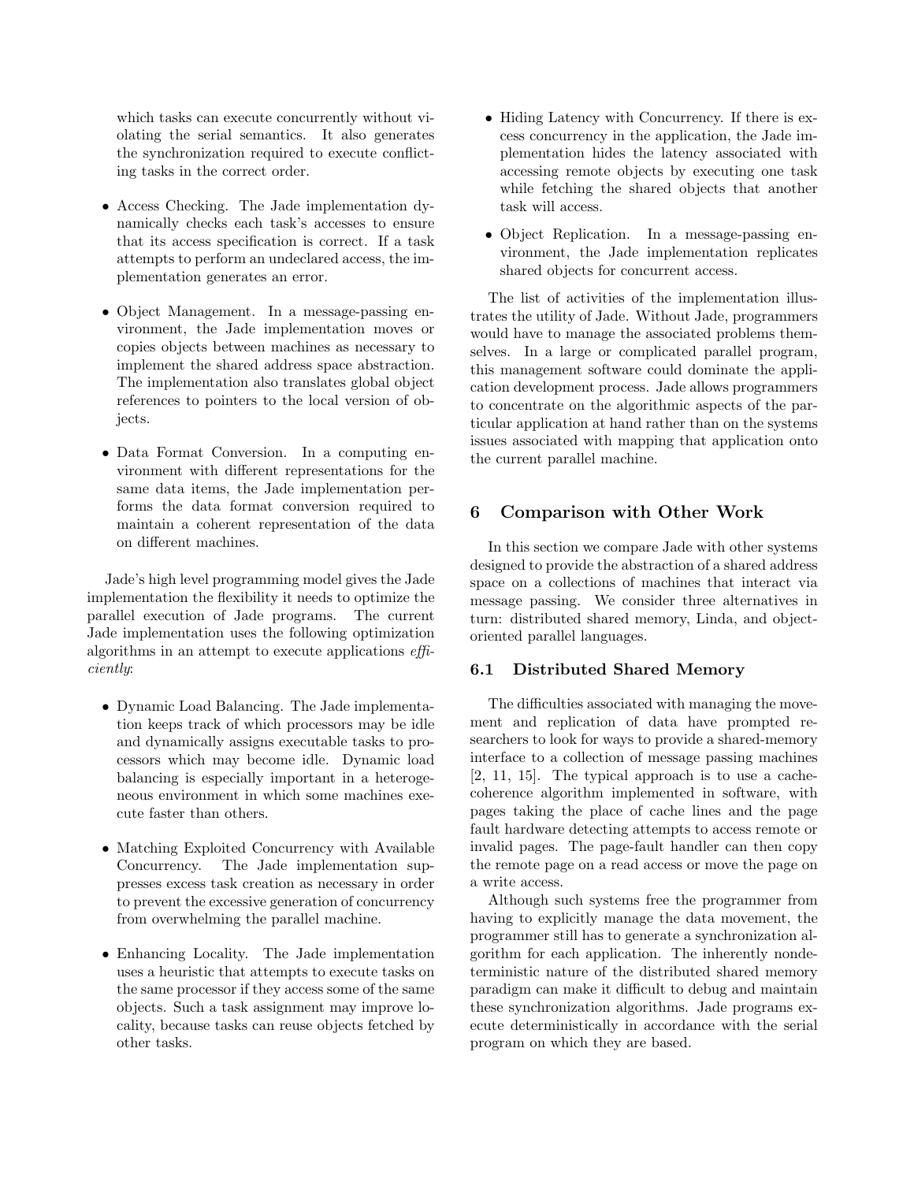which tasks can execute concurrently without violating the serial semantics. It also generates the synchronization required to execute conflicting tasks in the correct order.

- Access Checking. The Jade implementation dynamically checks each task's accesses to ensure that its access specification is correct. If a task attempts to perform an undeclared access, the implementation generates an error.
- Object Management. In a message-passing environment, the Jade implementation moves or copies objects between machines as necessary to implement the shared address space abstraction. The implementation also translates global object references to pointers to the local version of objects.
- Data Format Conversion. In a computing environment with different representations for the same data items, the Jade implementation performs the data format conversion required to maintain a coherent representation of the data on different machines.

Jade's high level programming model gives the Jade implementation the flexibility it needs to optimize the parallel execution of Jade programs. The current Jade implementation uses the following optimization algorithms in an attempt to execute applications *efficiently*:

- Dynamic Load Balancing. The Jade implementation keeps track of which processors may be idle and dynamically assigns executable tasks to processors which may become idle. Dynamic load balancing is especially important in a heterogeneous environment in which some machines execute faster than others.
- Matching Exploited Concurrency with Available Concurrency. The Jade implementation suppresses excess task creation as necessary in order to prevent the excessive generation of concurrency from overwhelming the parallel machine.
- Enhancing Locality. The Jade implementation uses a heuristic that attempts to execute tasks on the same processor if they access some of the same objects. Such a task assignment may improve locality, because tasks can reuse objects fetched by other tasks.
- Hiding Latency with Concurrency. If there is excess concurrency in the application, the Jade implementation hides the latency associated with accessing remote objects by executing one task while fetching the shared objects that another task will access.
- Object Replication. In a message-passing environment, the Jade implementation replicates shared objects for concurrent access.

The list of activities of the implementation illustrates the utility of Jade. Without Jade, programmers would have to manage the associated problems themselves. In a large or complicated parallel program, this management software could dominate the application development process. Jade allows programmers to concentrate on the algorithmic aspects of the particular application at hand rather than on the systems issues associated with mapping that application onto the current parallel machine.

## 6 Comparison with Other Work

In this section we compare Jade with other systems designed to provide the abstraction of a shared address space on a collections of machines that interact via message passing. We consider three alternatives in turn: distributed shared memory, Linda, and object-oriented parallel languages.

### 6.1 Distributed Shared Memory

The difficulties associated with managing the movement and replication of data have prompted researchers to look for ways to provide a shared-memory interface to a collection of message passing machines [2, 11, 15]. The typical approach is to use a cache-coherence algorithm implemented in software, with pages taking the place of cache lines and the page fault hardware detecting attempts to access remote or invalid pages. The page-fault handler can then copy the remote page on a read access or move the page on a write access.

Although such systems free the programmer from having to explicitly manage the data movement, the programmer still has to generate a synchronization algorithm for each application. The inherently nondeterministic nature of the distributed shared memory paradigm can make it difficult to debug and maintain these synchronization algorithms. Jade programs execute deterministically in accordance with the serial program on which they are based.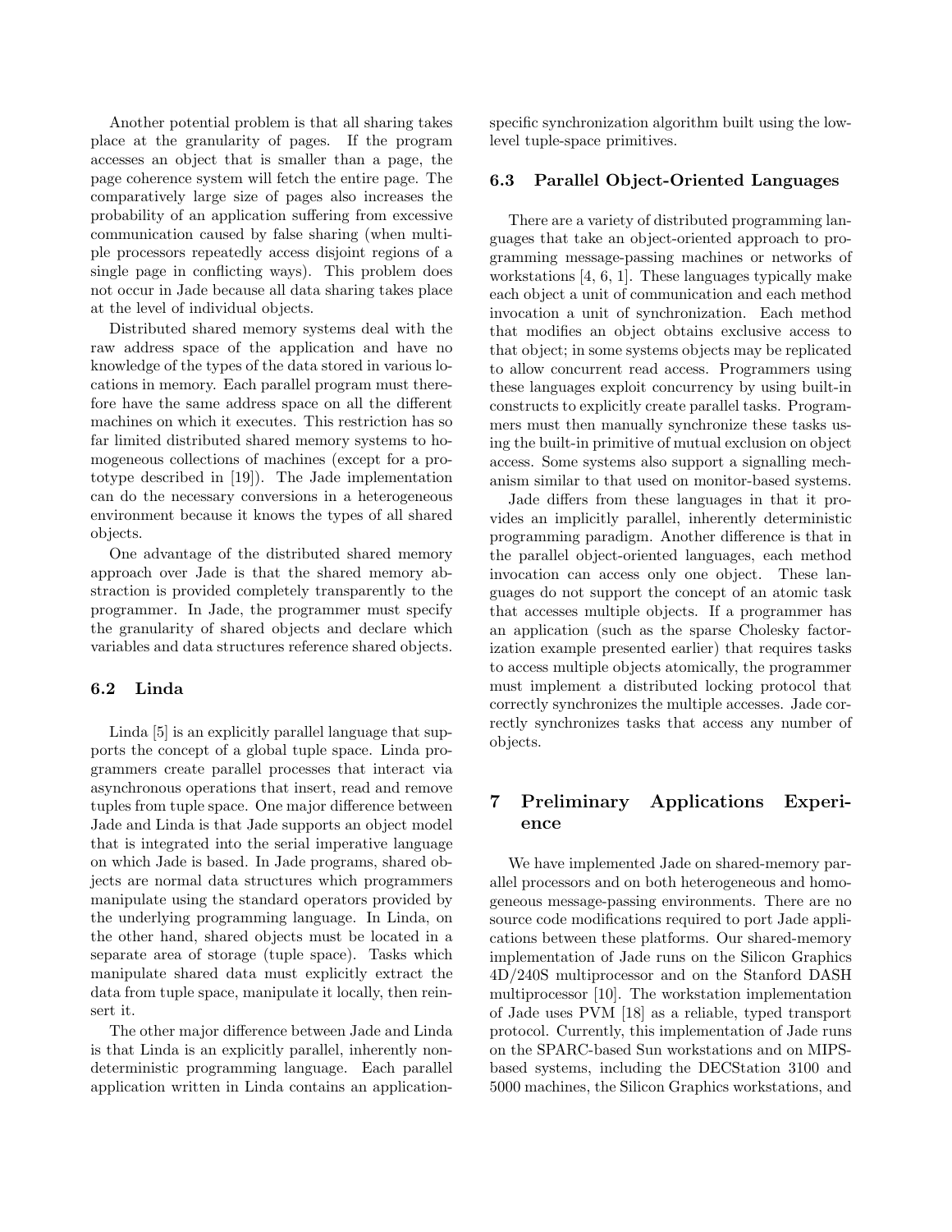Another potential problem is that all sharing takes place at the granularity of pages. If the program accesses an object that is smaller than a page, the page coherence system will fetch the entire page. The comparatively large size of pages also increases the probability of an application suffering from excessive communication caused by false sharing (when multiple processors repeatedly access disjoint regions of a single page in conflicting ways). This problem does not occur in Jade because all data sharing takes place at the level of individual objects.

Distributed shared memory systems deal with the raw address space of the application and have no knowledge of the types of the data stored in various locations in memory. Each parallel program must therefore have the same address space on all the different machines on which it executes. This restriction has so far limited distributed shared memory systems to homogeneous collections of machines (except for a prototype described in [19]). The Jade implementation can do the necessary conversions in a heterogeneous environment because it knows the types of all shared objects.

One advantage of the distributed shared memory approach over Jade is that the shared memory abstraction is provided completely transparently to the programmer. In Jade, the programmer must specify the granularity of shared objects and declare which variables and data structures reference shared objects.

### 6.2 Linda

Linda [5] is an explicitly parallel language that supports the concept of a global tuple space. Linda programmers create parallel processes that interact via asynchronous operations that insert, read and remove tuples from tuple space. One major difference between Jade and Linda is that Jade supports an object model that is integrated into the serial imperative language on which Jade is based. In Jade programs, shared objects are normal data structures which programmers manipulate using the standard operators provided by the underlying programming language. In Linda, on the other hand, shared objects must be located in a separate area of storage (tuple space). Tasks which manipulate shared data must explicitly extract the data from tuple space, manipulate it locally, then reinsert it.

The other major difference between Jade and Linda is that Linda is an explicitly parallel, inherently nondeterministic programming language. Each parallel application written in Linda contains an application-specific synchronization algorithm built using the low-level tuple-space primitives.

### 6.3 Parallel Object-Oriented Languages

There are a variety of distributed programming languages that take an object-oriented approach to programming message-passing machines or networks of workstations [4, 6, 1]. These languages typically make each object a unit of communication and each method invocation a unit of synchronization. Each method that modifies an object obtains exclusive access to that object; in some systems objects may be replicated to allow concurrent read access. Programmers using these languages exploit concurrency by using built-in constructs to explicitly create parallel tasks. Programmers must then manually synchronize these tasks using the built-in primitive of mutual exclusion on object access. Some systems also support a signalling mechanism similar to that used on monitor-based systems.

Jade differs from these languages in that it provides an implicitly parallel, inherently deterministic programming paradigm. Another difference is that in the parallel object-oriented languages, each method invocation can access only one object. These languages do not support the concept of an atomic task that accesses multiple objects. If a programmer has an application (such as the sparse Cholesky factorization example presented earlier) that requires tasks to access multiple objects atomically, the programmer must implement a distributed locking protocol that correctly synchronizes the multiple accesses. Jade correctly synchronizes tasks that access any number of objects.

## 7 Preliminary Applications Experience

We have implemented Jade on shared-memory parallel processors and on both heterogeneous and homogeneous message-passing environments. There are no source code modifications required to port Jade applications between these platforms. Our shared-memory implementation of Jade runs on the Silicon Graphics 4D/240S multiprocessor and on the Stanford DASH multiprocessor [10]. The workstation implementation of Jade uses PVM [18] as a reliable, typed transport protocol. Currently, this implementation of Jade runs on the SPARC-based Sun workstations and on MIPS-based systems, including the DECStation 3100 and 5000 machines, the Silicon Graphics workstations, and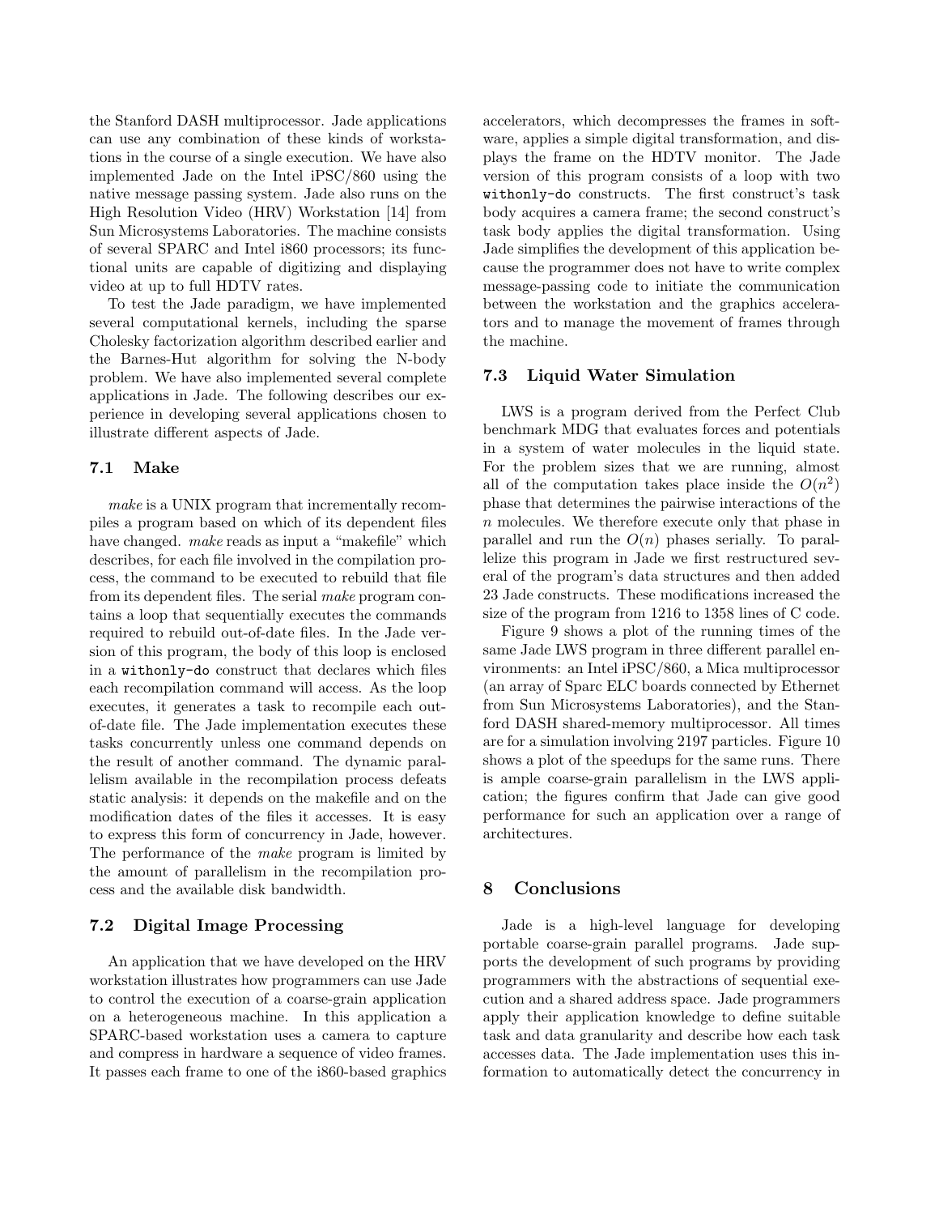the Stanford DASH multiprocessor. Jade applications can use any combination of these kinds of workstations in the course of a single execution. We have also implemented Jade on the Intel iPSC/860 using the native message passing system. Jade also runs on the High Resolution Video (HRV) Workstation [14] from Sun Microsystems Laboratories. The machine consists of several SPARC and Intel i860 processors; its functional units are capable of digitizing and displaying video at up to full HDTV rates.

To test the Jade paradigm, we have implemented several computational kernels, including the sparse Cholesky factorization algorithm described earlier and the Barnes-Hut algorithm for solving the N-body problem. We have also implemented several complete applications in Jade. The following describes our experience in developing several applications chosen to illustrate different aspects of Jade.

### 7.1 Make

*make* is a UNIX program that incrementally recompiles a program based on which of its dependent files have changed. *make* reads as input a "makefile" which describes, for each file involved in the compilation process, the command to be executed to rebuild that file from its dependent files. The serial *make* program contains a loop that sequentially executes the commands required to rebuild out-of-date files. In the Jade version of this program, the body of this loop is enclosed in a `withonly-do` construct that declares which files each recompilation command will access. As the loop executes, it generates a task to recompile each out-of-date file. The Jade implementation executes these tasks concurrently unless one command depends on the result of another command. The dynamic parallelism available in the recompilation process defeats static analysis: it depends on the makefile and on the modification dates of the files it accesses. It is easy to express this form of concurrency in Jade, however. The performance of the *make* program is limited by the amount of parallelism in the recompilation process and the available disk bandwidth.

### 7.2 Digital Image Processing

An application that we have developed on the HRV workstation illustrates how programmers can use Jade to control the execution of a coarse-grain application on a heterogeneous machine. In this application a SPARC-based workstation uses a camera to capture and compress in hardware a sequence of video frames. It passes each frame to one of the i860-based graphics accelerators, which decompresses the frames in software, applies a simple digital transformation, and displays the frame on the HDTV monitor. The Jade version of this program consists of a loop with two `withonly-do` constructs. The first construct's task body acquires a camera frame; the second construct's task body applies the digital transformation. Using Jade simplifies the development of this application because the programmer does not have to write complex message-passing code to initiate the communication between the workstation and the graphics accelerators and to manage the movement of frames through the machine.

### 7.3 Liquid Water Simulation

LWS is a program derived from the Perfect Club benchmark MDG that evaluates forces and potentials in a system of water molecules in the liquid state. For the problem sizes that we are running, almost all of the computation takes place inside the $O(n^2)$ phase that determines the pairwise interactions of the $n$ molecules. We therefore execute only that phase in parallel and run the $O(n)$ phases serially. To parallelize this program in Jade we first restructured several of the program's data structures and then added 23 Jade constructs. These modifications increased the size of the program from 1216 to 1358 lines of C code.

Figure 9 shows a plot of the running times of the same Jade LWS program in three different parallel environments: an Intel iPSC/860, a Mica multiprocessor (an array of Sparc ELC boards connected by Ethernet from Sun Microsystems Laboratories), and the Stanford DASH shared-memory multiprocessor. All times are for a simulation involving 2197 particles. Figure 10 shows a plot of the speedups for the same runs. There is ample coarse-grain parallelism in the LWS application; the figures confirm that Jade can give good performance for such an application over a range of architectures.

## 8 Conclusions

Jade is a high-level language for developing portable coarse-grain parallel programs. Jade supports the development of such programs by providing programmers with the abstractions of sequential execution and a shared address space. Jade programmers apply their application knowledge to define suitable task and data granularity and describe how each task accesses data. The Jade implementation uses this information to automatically detect the concurrency in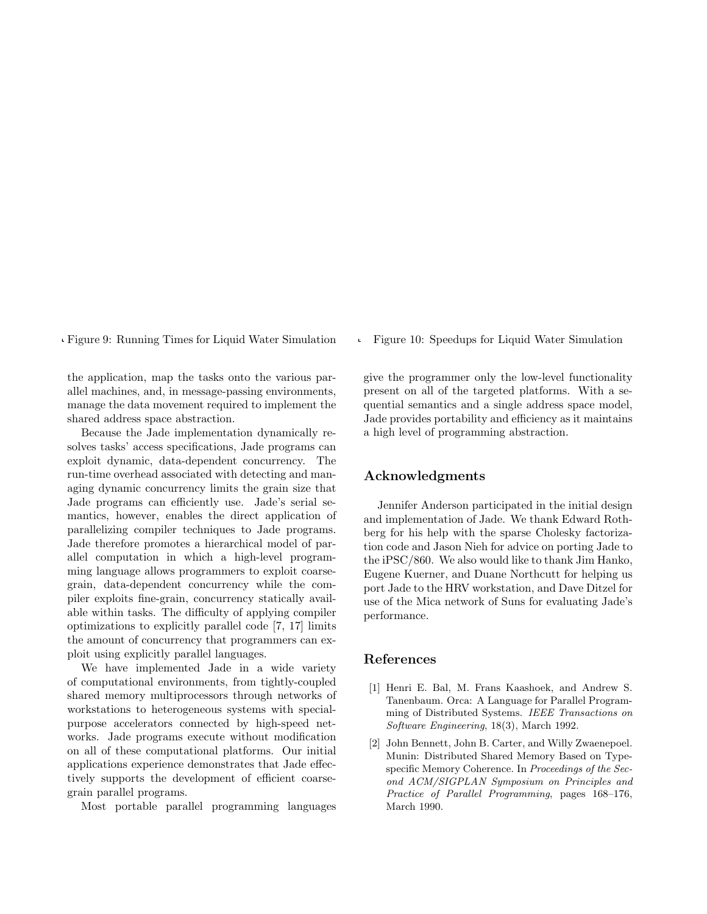Figure 9: Running Times for Liquid Water Simulation

Figure 10: Speedups for Liquid Water Simulation

the application, map the tasks onto the various parallel machines, and, in message-passing environments, manage the data movement required to implement the shared address space abstraction.

Because the Jade implementation dynamically resolves tasks' access specifications, Jade programs can exploit dynamic, data-dependent concurrency. The run-time overhead associated with detecting and managing dynamic concurrency limits the grain size that Jade programs can efficiently use. Jade's serial semantics, however, enables the direct application of parallelizing compiler techniques to Jade programs. Jade therefore promotes a hierarchical model of parallel computation in which a high-level programming language allows programmers to exploit coarse-grain, data-dependent concurrency while the compiler exploits fine-grain, concurrency statically available within tasks. The difficulty of applying compiler optimizations to explicitly parallel code [7, 17] limits the amount of concurrency that programmers can exploit using explicitly parallel languages.

We have implemented Jade in a wide variety of computational environments, from tightly-coupled shared memory multiprocessors through networks of workstations to heterogeneous systems with special-purpose accelerators connected by high-speed networks. Jade programs execute without modification on all of these computational platforms. Our initial applications experience demonstrates that Jade effectively supports the development of efficient coarse-grain parallel programs.

Most portable parallel programming languages give the programmer only the low-level functionality present on all of the targeted platforms. With a sequential semantics and a single address space model, Jade provides portability and efficiency as it maintains a high level of programming abstraction.

## Acknowledgments

Jennifer Anderson participated in the initial design and implementation of Jade. We thank Edward Rothberg for his help with the sparse Cholesky factorization code and Jason Nieh for advice on porting Jade to the iPSC/860. We also would like to thank Jim Hanko, Eugene Kuerner, and Duane Northcutt for helping us port Jade to the HRV workstation, and Dave Ditzel for use of the Mica network of Suns for evaluating Jade's performance.

## References

[1] Henri E. Bal, M. Frans Kaashoek, and Andrew S. Tanenbaum. Orca: A Language for Parallel Programming of Distributed Systems. *IEEE Transactions on Software Engineering*, 18(3), March 1992.

[2] John Bennett, John B. Carter, and Willy Zwaenepoel. Munin: Distributed Shared Memory Based on Type-specific Memory Coherence. In *Proceedings of the Second ACM/SIGPLAN Symposium on Principles and Practice of Parallel Programming*, pages 168–176, March 1990.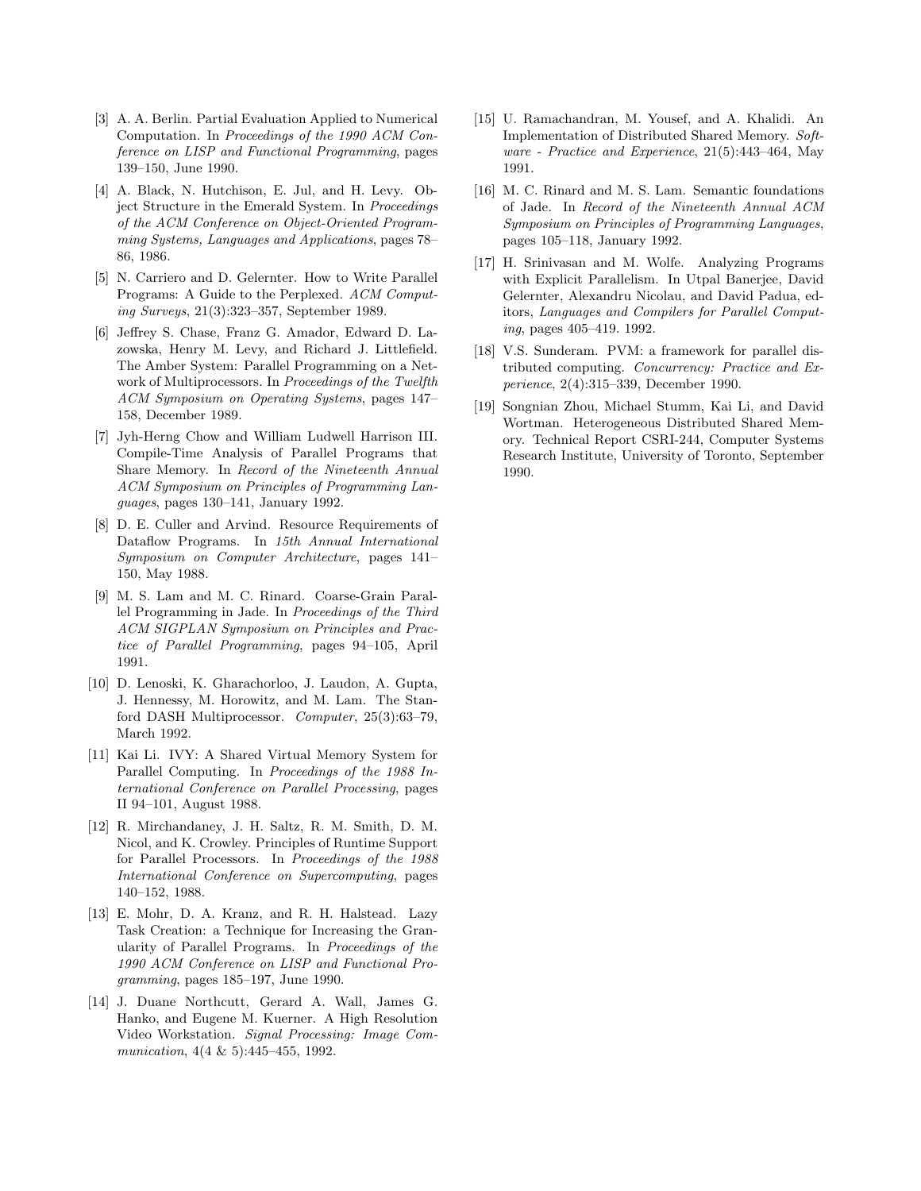[3] A. A. Berlin. Partial Evaluation Applied to Numerical Computation. In *Proceedings of the 1990 ACM Conference on LISP and Functional Programming*, pages 139–150, June 1990.

[4] A. Black, N. Hutchison, E. Jul, and H. Levy. Object Structure in the Emerald System. In *Proceedings of the ACM Conference on Object-Oriented Programming Systems, Languages and Applications*, pages 78–86, 1986.

[5] N. Carriero and D. Gelernter. How to Write Parallel Programs: A Guide to the Perplexed. *ACM Computing Surveys*, 21(3):323–357, September 1989.

[6] Jeffrey S. Chase, Franz G. Amador, Edward D. Lazowska, Henry M. Levy, and Richard J. Littlefield. The Amber System: Parallel Programming on a Network of Multiprocessors. In *Proceedings of the Twelfth ACM Symposium on Operating Systems*, pages 147–158, December 1989.

[7] Jyh-Herng Chow and William Ludwell Harrison III. Compile-Time Analysis of Parallel Programs that Share Memory. In *Record of the Nineteenth Annual ACM Symposium on Principles of Programming Languages*, pages 130–141, January 1992.

[8] D. E. Culler and Arvind. Resource Requirements of Dataflow Programs. In *15th Annual International Symposium on Computer Architecture*, pages 141–150, May 1988.

[9] M. S. Lam and M. C. Rinard. Coarse-Grain Parallel Programming in Jade. In *Proceedings of the Third ACM SIGPLAN Symposium on Principles and Practice of Parallel Programming*, pages 94–105, April 1991.

[10] D. Lenoski, K. Gharachorloo, J. Laudon, A. Gupta, J. Hennessy, M. Horowitz, and M. Lam. The Stanford DASH Multiprocessor. *Computer*, 25(3):63–79, March 1992.

[11] Kai Li. IVY: A Shared Virtual Memory System for Parallel Computing. In *Proceedings of the 1988 International Conference on Parallel Processing*, pages II 94–101, August 1988.

[12] R. Mirchandaney, J. H. Saltz, R. M. Smith, D. M. Nicol, and K. Crowley. Principles of Runtime Support for Parallel Processors. In *Proceedings of the 1988 International Conference on Supercomputing*, pages 140–152, 1988.

[13] E. Mohr, D. A. Kranz, and R. H. Halstead. Lazy Task Creation: a Technique for Increasing the Granularity of Parallel Programs. In *Proceedings of the 1990 ACM Conference on LISP and Functional Programming*, pages 185–197, June 1990.

[14] J. Duane Northcutt, Gerard A. Wall, James G. Hanko, and Eugene M. Kuerner. A High Resolution Video Workstation. *Signal Processing: Image Communication*, 4(4 & 5):445–455, 1992.

[15] U. Ramachandran, M. Yousef, and A. Khalidi. An Implementation of Distributed Shared Memory. *Software - Practice and Experience*, 21(5):443–464, May 1991.

[16] M. C. Rinard and M. S. Lam. Semantic foundations of Jade. In *Record of the Nineteenth Annual ACM Symposium on Principles of Programming Languages*, pages 105–118, January 1992.

[17] H. Srinivasan and M. Wolfe. Analyzing Programs with Explicit Parallelism. In Utpal Banerjee, David Gelernter, Alexandru Nicolau, and David Padua, editors, *Languages and Compilers for Parallel Computing*, pages 405–419. 1992.

[18] V.S. Sunderam. PVM: a framework for parallel distributed computing. *Concurrency: Practice and Experience*, 2(4):315–339, December 1990.

[19] Songnian Zhou, Michael Stumm, Kai Li, and David Wortman. Heterogeneous Distributed Shared Memory. Technical Report CSRI-244, Computer Systems Research Institute, University of Toronto, September 1990.